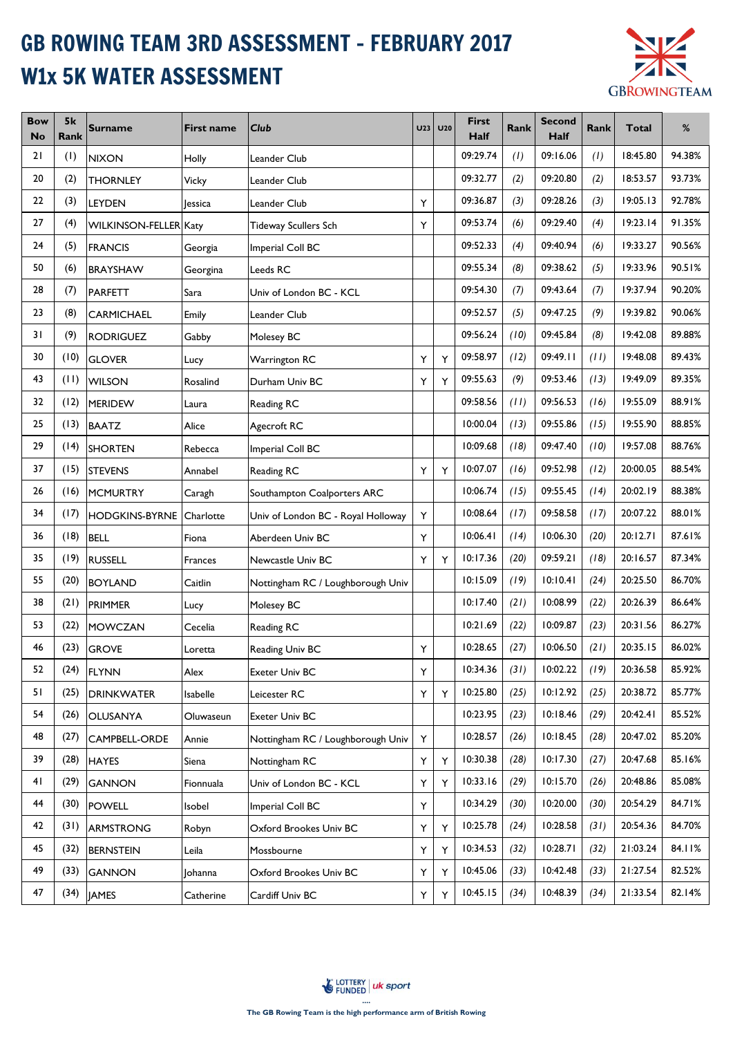# GB ROWING TEAM 3RD ASSESSMENT - FEBRUARY 2017

# W1x 5K WATER ASSESSMENT

| Bow No | 5k Rank | Surname | First name | Club | U23 | U20 | First Half | Rank | Second Half | Rank | Total | % |
|---|---|---|---|---|---|---|---|---|---|---|---|---|
| 21 | (1) | NIXON | Holly | Leander Club | | | 09:29.74 | (1) | 09:16.06 | (1) | 18:45.80 | 94.38% |
| 20 | (2) | THORNLEY | Vicky | Leander Club | | | 09:32.77 | (2) | 09:20.80 | (2) | 18:53.57 | 93.73% |
| 22 | (3) | LEYDEN | Jessica | Leander Club | Y | | 09:36.87 | (3) | 09:28.26 | (3) | 19:05.13 | 92.78% |
| 27 | (4) | WILKINSON-FELLER | Katy | Tideway Scullers Sch | Y | | 09:53.74 | (6) | 09:29.40 | (4) | 19:23.14 | 91.35% |
| 24 | (5) | FRANCIS | Georgia | Imperial Coll BC | | | 09:52.33 | (4) | 09:40.94 | (6) | 19:33.27 | 90.56% |
| 50 | (6) | BRAYSHAW | Georgina | Leeds RC | | | 09:55.34 | (8) | 09:38.62 | (5) | 19:33.96 | 90.51% |
| 28 | (7) | PARFETT | Sara | Univ of London BC - KCL | | | 09:54.30 | (7) | 09:43.64 | (7) | 19:37.94 | 90.20% |
| 23 | (8) | CARMICHAEL | Emily | Leander Club | | | 09:52.57 | (5) | 09:47.25 | (9) | 19:39.82 | 90.06% |
| 31 | (9) | RODRIGUEZ | Gabby | Molesey BC | | | 09:56.24 | (10) | 09:45.84 | (8) | 19:42.08 | 89.88% |
| 30 | (10) | GLOVER | Lucy | Warrington RC | Y | Y | 09:58.97 | (12) | 09:49.11 | (11) | 19:48.08 | 89.43% |
| 43 | (11) | WILSON | Rosalind | Durham Univ BC | Y | Y | 09:55.63 | (9) | 09:53.46 | (13) | 19:49.09 | 89.35% |
| 32 | (12) | MERIDEW | Laura | Reading RC | | | 09:58.56 | (11) | 09:56.53 | (16) | 19:55.09 | 88.91% |
| 25 | (13) | BAATZ | Alice | Agecroft RC | | | 10:00.04 | (13) | 09:55.86 | (15) | 19:55.90 | 88.85% |
| 29 | (14) | SHORTEN | Rebecca | Imperial Coll BC | | | 10:09.68 | (18) | 09:47.40 | (10) | 19:57.08 | 88.76% |
| 37 | (15) | STEVENS | Annabel | Reading RC | Y | Y | 10:07.07 | (16) | 09:52.98 | (12) | 20:00.05 | 88.54% |
| 26 | (16) | MCMURTRY | Caragh | Southampton Coalporters ARC | | | 10:06.74 | (15) | 09:55.45 | (14) | 20:02.19 | 88.38% |
| 34 | (17) | HODGKINS-BYRNE | Charlotte | Univ of London BC - Royal Holloway | Y | | 10:08.64 | (17) | 09:58.58 | (17) | 20:07.22 | 88.01% |
| 36 | (18) | BELL | Fiona | Aberdeen Univ BC | Y | | 10:06.41 | (14) | 10:06.30 | (20) | 20:12.71 | 87.61% |
| 35 | (19) | RUSSELL | Frances | Newcastle Univ BC | Y | Y | 10:17.36 | (20) | 09:59.21 | (18) | 20:16.57 | 87.34% |
| 55 | (20) | BOYLAND | Caitlin | Nottingham RC / Loughborough Univ | | | 10:15.09 | (19) | 10:10.41 | (24) | 20:25.50 | 86.70% |
| 38 | (21) | PRIMMER | Lucy | Molesey BC | | | 10:17.40 | (21) | 10:08.99 | (22) | 20:26.39 | 86.64% |
| 53 | (22) | MOWCZAN | Cecelia | Reading RC | | | 10:21.69 | (22) | 10:09.87 | (23) | 20:31.56 | 86.27% |
| 46 | (23) | GROVE | Loretta | Reading Univ BC | Y | | 10:28.65 | (27) | 10:06.50 | (21) | 20:35.15 | 86.02% |
| 52 | (24) | FLYNN | Alex | Exeter Univ BC | Y | | 10:34.36 | (31) | 10:02.22 | (19) | 20:36.58 | 85.92% |
| 51 | (25) | DRINKWATER | Isabelle | Leicester RC | Y | Y | 10:25.80 | (25) | 10:12.92 | (25) | 20:38.72 | 85.77% |
| 54 | (26) | OLUSANYA | Oluwaseun | Exeter Univ BC | | | 10:23.95 | (23) | 10:18.46 | (29) | 20:42.41 | 85.52% |
| 48 | (27) | CAMPBELL-ORDE | Annie | Nottingham RC / Loughborough Univ | Y | | 10:28.57 | (26) | 10:18.45 | (28) | 20:47.02 | 85.20% |
| 39 | (28) | HAYES | Siena | Nottingham RC | Y | Y | 10:30.38 | (28) | 10:17.30 | (27) | 20:47.68 | 85.16% |
| 41 | (29) | GANNON | Fionnuala | Univ of London BC - KCL | Y | Y | 10:33.16 | (29) | 10:15.70 | (26) | 20:48.86 | 85.08% |
| 44 | (30) | POWELL | Isobel | Imperial Coll BC | Y | | 10:34.29 | (30) | 10:20.00 | (30) | 20:54.29 | 84.71% |
| 42 | (31) | ARMSTRONG | Robyn | Oxford Brookes Univ BC | Y | Y | 10:25.78 | (24) | 10:28.58 | (31) | 20:54.36 | 84.70% |
| 45 | (32) | BERNSTEIN | Leila | Mossbourne | Y | Y | 10:34.53 | (32) | 10:28.71 | (32) | 21:03.24 | 84.11% |
| 49 | (33) | GANNON | Johanna | Oxford Brookes Univ BC | Y | Y | 10:45.06 | (33) | 10:42.48 | (33) | 21:27.54 | 82.52% |
| 47 | (34) | JAMES | Catherine | Cardiff Univ BC | Y | Y | 10:45.15 | (34) | 10:48.39 | (34) | 21:33.54 | 82.14% |

The GB Rowing Team is the high performance arm of British Rowing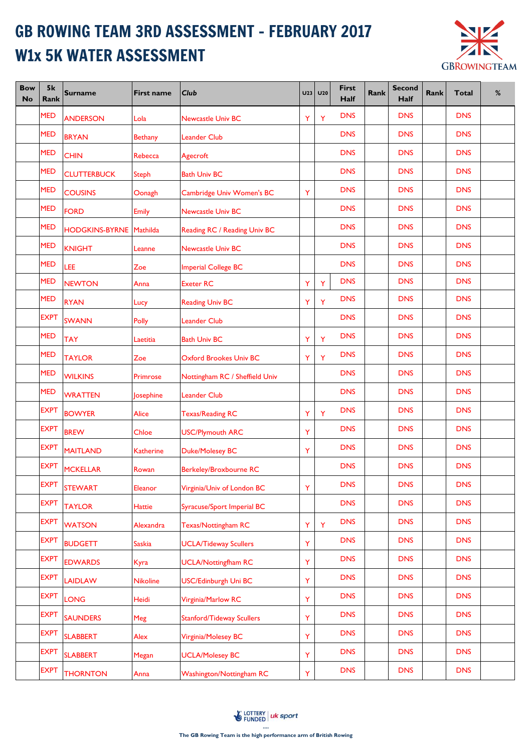# GB ROWING TEAM 3RD ASSESSMENT - FEBRUARY 2017

# W1x 5K WATER ASSESSMENT

| Bow No | 5k Rank | Surname | First name | Club | U23 | U20 | First Half | Rank | Second Half | Rank | Total | % |
|---|---|---|---|---|---|---|---|---|---|---|---|---|
| | MED | ANDERSON | Lola | Newcastle Univ BC | Y | Y | DNS | | DNS | | DNS | |
| | MED | BRYAN | Bethany | Leander Club | | | DNS | | DNS | | DNS | |
| | MED | CHIN | Rebecca | Agecroft | | | DNS | | DNS | | DNS | |
| | MED | CLUTTERBUCK | Steph | Bath Univ BC | | | DNS | | DNS | | DNS | |
| | MED | COUSINS | Oonagh | Cambridge Univ Women's BC | Y | | DNS | | DNS | | DNS | |
| | MED | FORD | Emily | Newcastle Univ BC | | | DNS | | DNS | | DNS | |
| | MED | HODGKINS-BYRNE | Mathilda | Reading RC / Reading Univ BC | | | DNS | | DNS | | DNS | |
| | MED | KNIGHT | Leanne | Newcastle Univ BC | | | DNS | | DNS | | DNS | |
| | MED | LEE | Zoe | Imperial College BC | | | DNS | | DNS | | DNS | |
| | MED | NEWTON | Anna | Exeter RC | Y | Y | DNS | | DNS | | DNS | |
| | MED | RYAN | Lucy | Reading Univ BC | Y | Y | DNS | | DNS | | DNS | |
| | EXPT | SWANN | Polly | Leander Club | | | DNS | | DNS | | DNS | |
| | MED | TAY | Laetitia | Bath Univ BC | Y | Y | DNS | | DNS | | DNS | |
| | MED | TAYLOR | Zoe | Oxford Brookes Univ BC | Y | Y | DNS | | DNS | | DNS | |
| | MED | WILKINS | Primrose | Nottingham RC / Sheffield Univ | | | DNS | | DNS | | DNS | |
| | MED | WRATTEN | Josephine | Leander Club | | | DNS | | DNS | | DNS | |
| | EXPT | BOWYER | Alice | Texas/Reading RC | Y | Y | DNS | | DNS | | DNS | |
| | EXPT | BREW | Chloe | USC/Plymouth ARC | Y | | DNS | | DNS | | DNS | |
| | EXPT | MAITLAND | Katherine | Duke/Molesey BC | Y | | DNS | | DNS | | DNS | |
| | EXPT | MCKELLAR | Rowan | Berkeley/Broxbourne RC | | | DNS | | DNS | | DNS | |
| | EXPT | STEWART | Eleanor | Virginia/Univ of London BC | Y | | DNS | | DNS | | DNS | |
| | EXPT | TAYLOR | Hattie | Syracuse/Sport Imperial BC | | | DNS | | DNS | | DNS | |
| | EXPT | WATSON | Alexandra | Texas/Nottingham RC | Y | Y | DNS | | DNS | | DNS | |
| | EXPT | BUDGETT | Saskia | UCLA/Tideway Scullers | Y | | DNS | | DNS | | DNS | |
| | EXPT | EDWARDS | Kyra | UCLA/Nottingham RC | Y | | DNS | | DNS | | DNS | |
| | EXPT | LAIDLAW | Nikoline | USC/Edinburgh Uni BC | Y | | DNS | | DNS | | DNS | |
| | EXPT | LONG | Heidi | Virginia/Marlow RC | Y | | DNS | | DNS | | DNS | |
| | EXPT | SAUNDERS | Meg | Stanford/Tideway Scullers | Y | | DNS | | DNS | | DNS | |
| | EXPT | SLABBERT | Alex | Virginia/Molesey BC | Y | | DNS | | DNS | | DNS | |
| | EXPT | SLABBERT | Megan | UCLA/Molesey BC | Y | | DNS | | DNS | | DNS | |
| | EXPT | THORNTON | Anna | Washington/Nottingham RC | Y | | DNS | | DNS | | DNS | |

The GB Rowing Team is the high performance arm of British Rowing